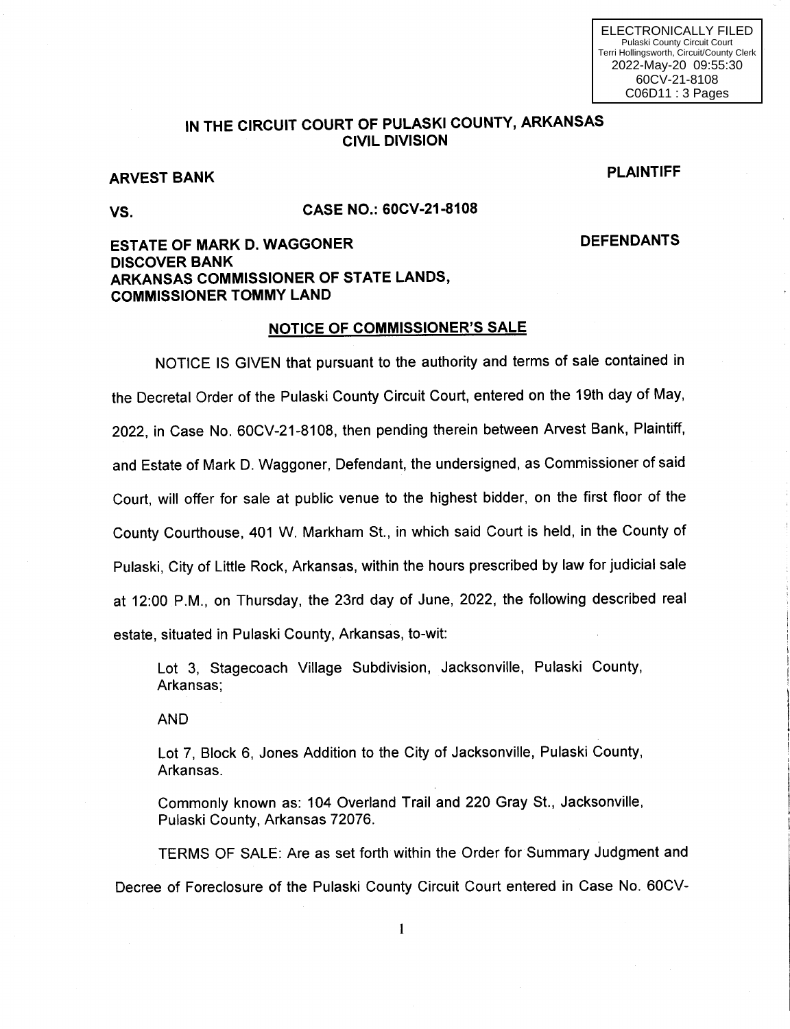ELECTRONICALLY FILED
Pulaski County Circuit Court
Terri Hollingsworth, Circuit/County Clerk
2022-May-20 09:55:30
60CV-21-8108
C06D11 : 3 Pages

## IN THE CIRCUIT COURT OF PULASKI COUNTY, ARKANSAS
## CIVIL DIVISION

**ARVEST BANK** **PLAINTIFF**

**VS.** **CASE NO.: 60CV-21-8108**

**ESTATE OF MARK D. WAGGONER**
**DISCOVER BANK**
**ARKANSAS COMMISSIONER OF STATE LANDS,**
**COMMISSIONER TOMMY LAND** **DEFENDANTS**

**NOTICE OF COMMISSIONER'S SALE**

NOTICE IS GIVEN that pursuant to the authority and terms of sale contained in the Decretal Order of the Pulaski County Circuit Court, entered on the 19th day of May, 2022, in Case No. 60CV-21-8108, then pending therein between Arvest Bank, Plaintiff, and Estate of Mark D. Waggoner, Defendant, the undersigned, as Commissioner of said Court, will offer for sale at public venue to the highest bidder, on the first floor of the County Courthouse, 401 W. Markham St., in which said Court is held, in the County of Pulaski, City of Little Rock, Arkansas, within the hours prescribed by law for judicial sale at 12:00 P.M., on Thursday, the 23rd day of June, 2022, the following described real estate, situated in Pulaski County, Arkansas, to-wit:

> Lot 3, Stagecoach Village Subdivision, Jacksonville, Pulaski County, Arkansas;
>
> AND
>
> Lot 7, Block 6, Jones Addition to the City of Jacksonville, Pulaski County, Arkansas.
>
> Commonly known as: 104 Overland Trail and 220 Gray St., Jacksonville, Pulaski County, Arkansas 72076.

TERMS OF SALE: Are as set forth within the Order for Summary Judgment and Decree of Foreclosure of the Pulaski County Circuit Court entered in Case No. 60CV-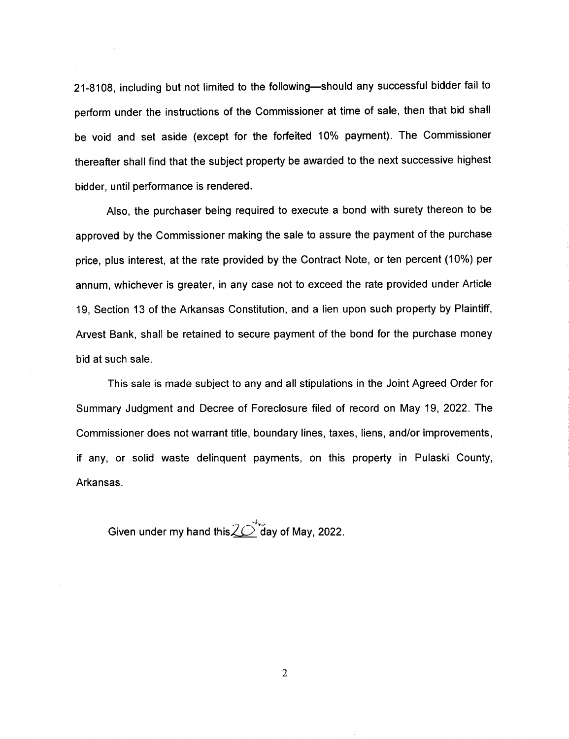21-8108, including but not limited to the following—should any successful bidder fail to perform under the instructions of the Commissioner at time of sale, then that bid shall be void and set aside (except for the forfeited 10% payment). The Commissioner thereafter shall find that the subject property be awarded to the next successive highest bidder, until performance is rendered.

Also, the purchaser being required to execute a bond with surety thereon to be approved by the Commissioner making the sale to assure the payment of the purchase price, plus interest, at the rate provided by the Contract Note, or ten percent (10%) per annum, whichever is greater, in any case not to exceed the rate provided under Article 19, Section 13 of the Arkansas Constitution, and a lien upon such property by Plaintiff, Arvest Bank, shall be retained to secure payment of the bond for the purchase money bid at such sale.

This sale is made subject to any and all stipulations in the Joint Agreed Order for Summary Judgment and Decree of Foreclosure filed of record on May 19, 2022. The Commissioner does not warrant title, boundary lines, taxes, liens, and/or improvements, if any, or solid waste delinquent payments, on this property in Pulaski County, Arkansas.

Given under my hand this 20th day of May, 2022.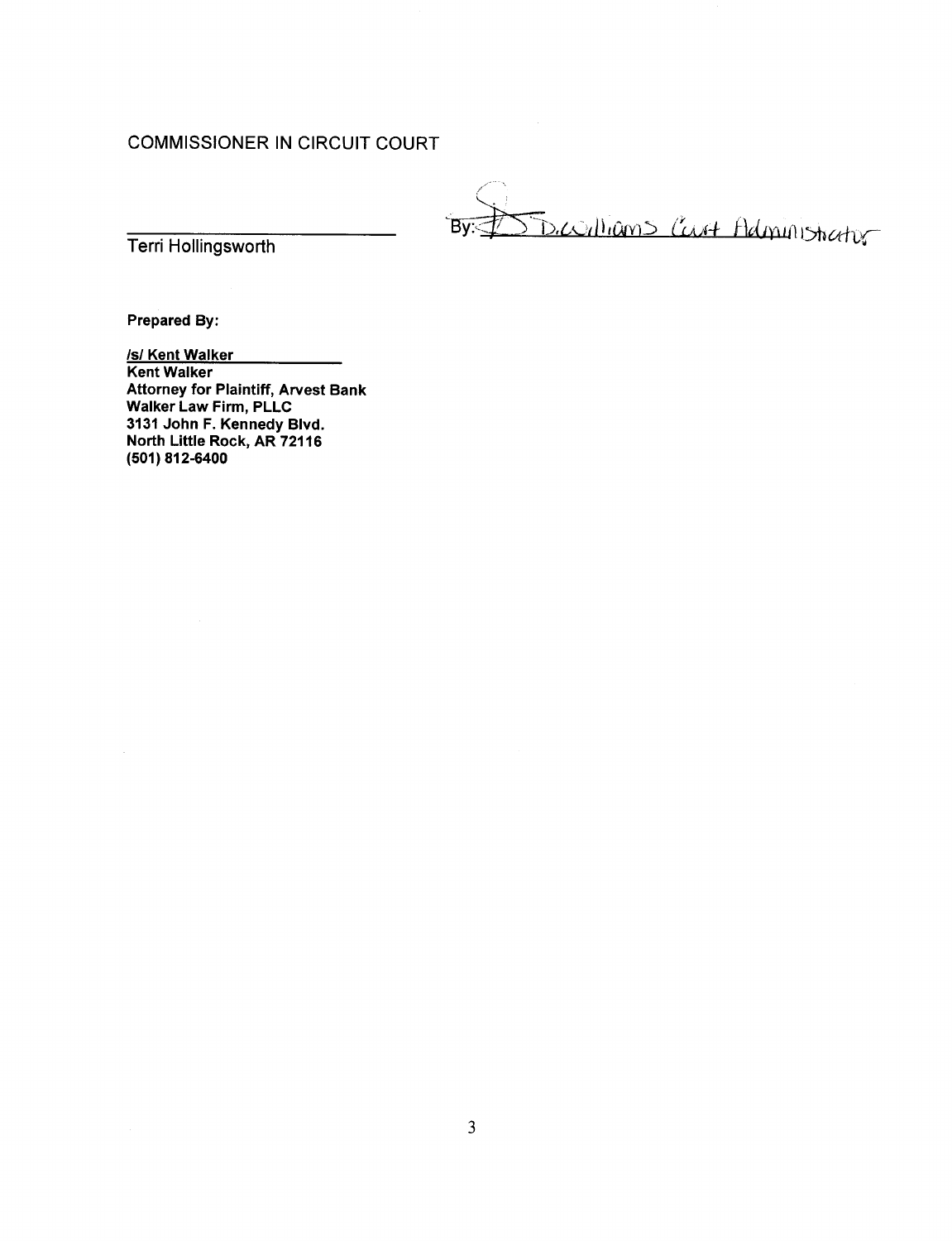COMMISSIONER IN CIRCUIT COURT

\_\_\_\_\_\_\_\_\_\_\_\_\_\_\_\_\_\_\_\_\_\_\_\_\_\_\_\_

Terri Hollingsworth

By: D. Williams Court Administrator

**Prepared By:**

**/s/ Kent Walker**
**Kent Walker**
**Attorney for Plaintiff, Arvest Bank**
**Walker Law Firm, PLLC**
**3131 John F. Kennedy Blvd.**
**North Little Rock, AR 72116**
**(501) 812-6400**